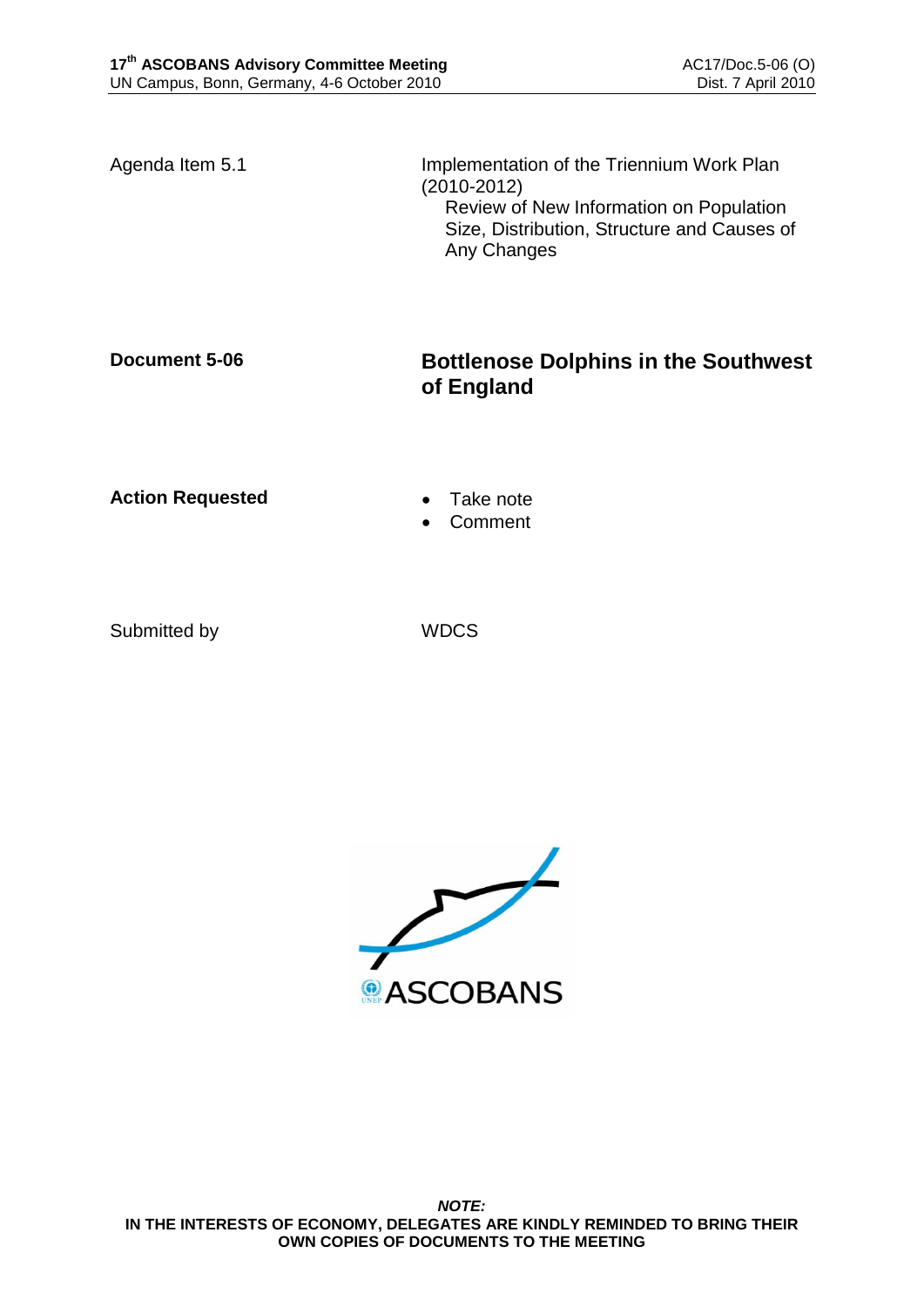Agenda Item 5.1

Implementation of the Triennium Work Plan (2010-2012)
Review of New Information on Population Size, Distribution, Structure and Causes of Any Changes

**Document 5-06**

## Bottlenose Dolphins in the Southwest of England

**Action Requested**

- Take note
- Comment

Submitted by

WDCS

***NOTE:***
**IN THE INTERESTS OF ECONOMY, DELEGATES ARE KINDLY REMINDED TO BRING THEIR OWN COPIES OF DOCUMENTS TO THE MEETING**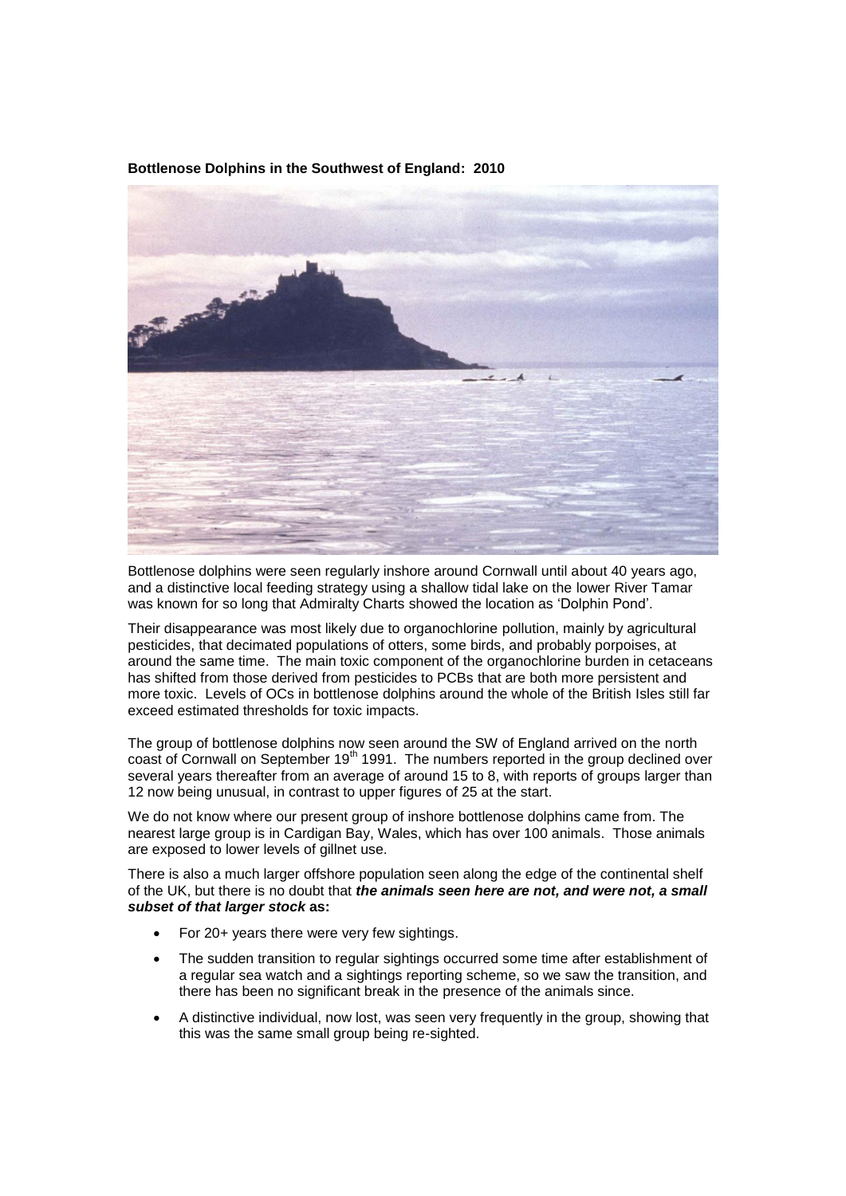**Bottlenose Dolphins in the Southwest of England: 2010**

Bottlenose dolphins were seen regularly inshore around Cornwall until about 40 years ago, and a distinctive local feeding strategy using a shallow tidal lake on the lower River Tamar was known for so long that Admiralty Charts showed the location as 'Dolphin Pond'.

Their disappearance was most likely due to organochlorine pollution, mainly by agricultural pesticides, that decimated populations of otters, some birds, and probably porpoises, at around the same time. The main toxic component of the organochlorine burden in cetaceans has shifted from those derived from pesticides to PCBs that are both more persistent and more toxic. Levels of OCs in bottlenose dolphins around the whole of the British Isles still far exceed estimated thresholds for toxic impacts.

The group of bottlenose dolphins now seen around the SW of England arrived on the north coast of Cornwall on September 19th 1991. The numbers reported in the group declined over several years thereafter from an average of around 15 to 8, with reports of groups larger than 12 now being unusual, in contrast to upper figures of 25 at the start.

We do not know where our present group of inshore bottlenose dolphins came from. The nearest large group is in Cardigan Bay, Wales, which has over 100 animals. Those animals are exposed to lower levels of gillnet use.

There is also a much larger offshore population seen along the edge of the continental shelf of the UK, but there is no doubt that ***the animals seen here are not, and were not, a small subset of that larger stock*** **as:**

- For 20+ years there were very few sightings.
- The sudden transition to regular sightings occurred some time after establishment of a regular sea watch and a sightings reporting scheme, so we saw the transition, and there has been no significant break in the presence of the animals since.
- A distinctive individual, now lost, was seen very frequently in the group, showing that this was the same small group being re-sighted.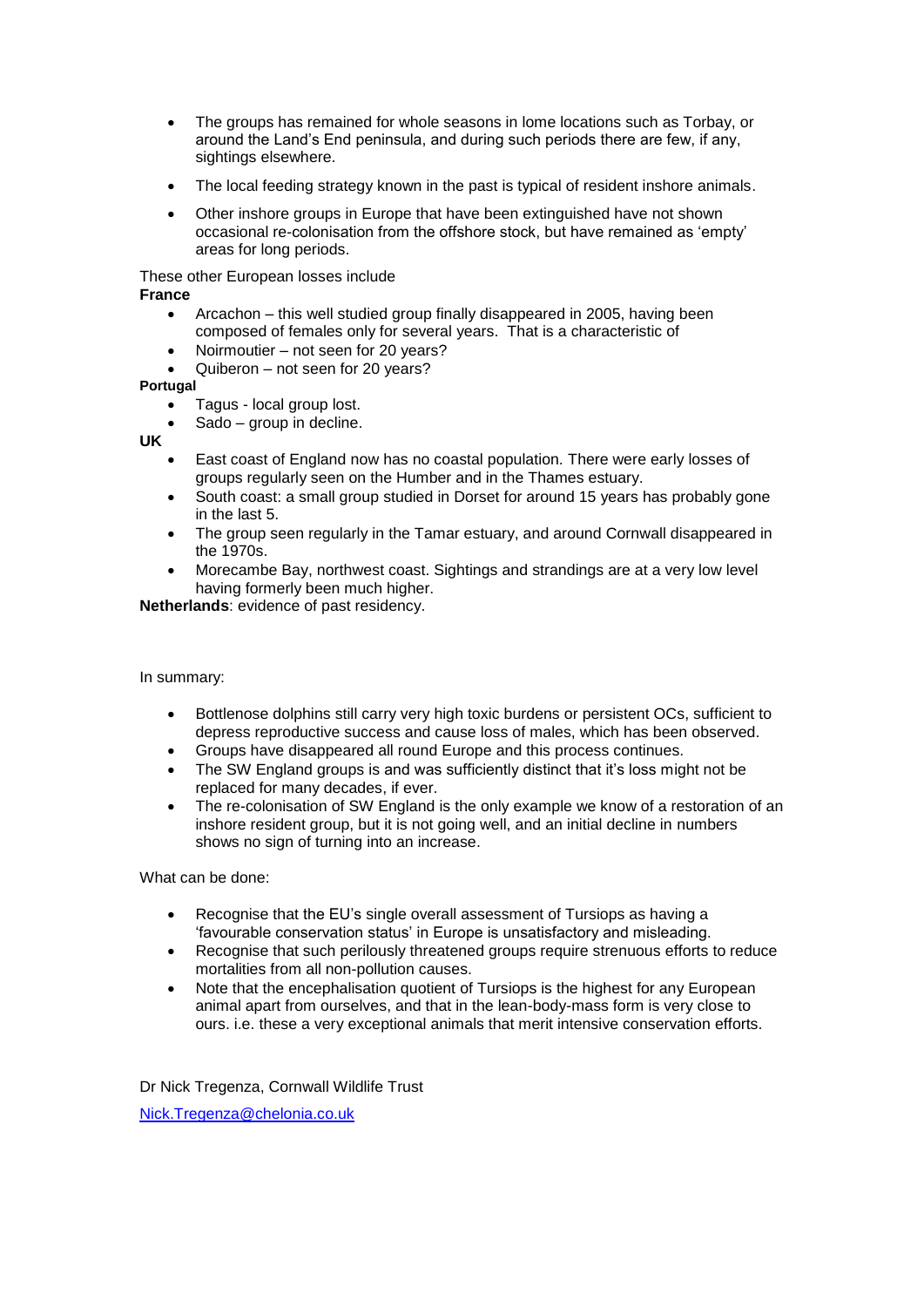- The groups has remained for whole seasons in lome locations such as Torbay, or around the Land's End peninsula, and during such periods there are few, if any, sightings elsewhere.
- The local feeding strategy known in the past is typical of resident inshore animals.
- Other inshore groups in Europe that have been extinguished have not shown occasional re-colonisation from the offshore stock, but have remained as 'empty' areas for long periods.

These other European losses include

**France**

- Arcachon – this well studied group finally disappeared in 2005, having been composed of females only for several years. That is a characteristic of
- Noirmoutier – not seen for 20 years?
- Quiberon – not seen for 20 years?

**Portugal**

- Tagus - local group lost.
- Sado – group in decline.

**UK**

- East coast of England now has no coastal population. There were early losses of groups regularly seen on the Humber and in the Thames estuary.
- South coast: a small group studied in Dorset for around 15 years has probably gone in the last 5.
- The group seen regularly in the Tamar estuary, and around Cornwall disappeared in the 1970s.
- Morecambe Bay, northwest coast. Sightings and strandings are at a very low level having formerly been much higher.

**Netherlands**: evidence of past residency.

In summary:

- Bottlenose dolphins still carry very high toxic burdens or persistent OCs, sufficient to depress reproductive success and cause loss of males, which has been observed.
- Groups have disappeared all round Europe and this process continues.
- The SW England groups is and was sufficiently distinct that it's loss might not be replaced for many decades, if ever.
- The re-colonisation of SW England is the only example we know of a restoration of an inshore resident group, but it is not going well, and an initial decline in numbers shows no sign of turning into an increase.

What can be done:

- Recognise that the EU's single overall assessment of Tursiops as having a 'favourable conservation status' in Europe is unsatisfactory and misleading.
- Recognise that such perilously threatened groups require strenuous efforts to reduce mortalities from all non-pollution causes.
- Note that the encephalisation quotient of Tursiops is the highest for any European animal apart from ourselves, and that in the lean-body-mass form is very close to ours. i.e. these a very exceptional animals that merit intensive conservation efforts.

Dr Nick Tregenza, Cornwall Wildlife Trust

Nick.Tregenza@chelonia.co.uk